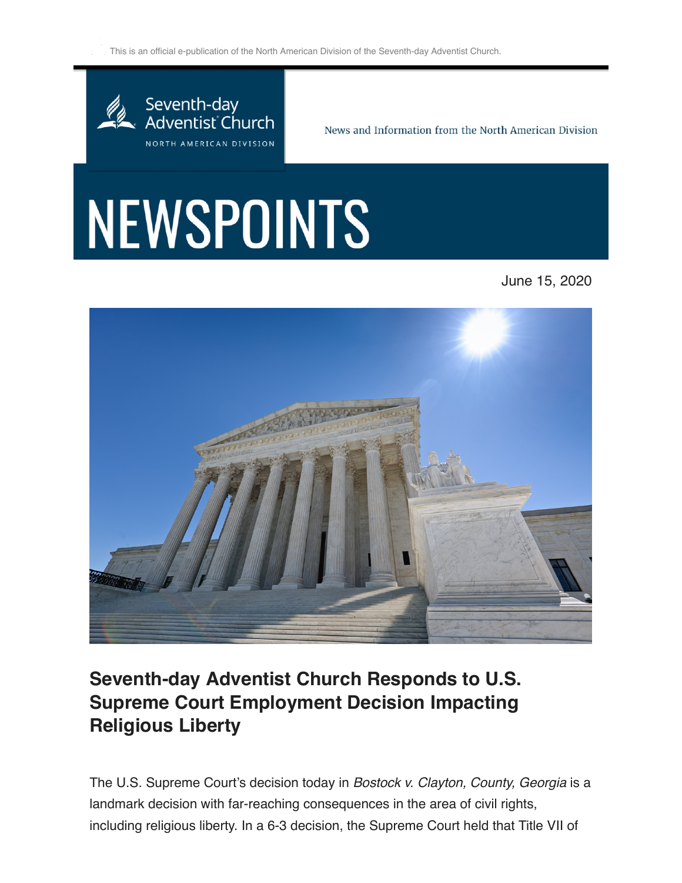This is an official e-publication of the North American Division of the Seventh-day Adventist Church.

Seventh-day Adventist Church

NORTH AMERICAN DIVISION

News and Information from the North American Division

# NEWSPOINTS

June 15, 2020

## Seventh-day Adventist Church Responds to U.S. Supreme Court Employment Decision Impacting Religious Liberty

The U.S. Supreme Court's decision today in *Bostock v. Clayton, County, Georgia* is a landmark decision with far-reaching consequences in the area of civil rights, including religious liberty. In a 6-3 decision, the Supreme Court held that Title VII of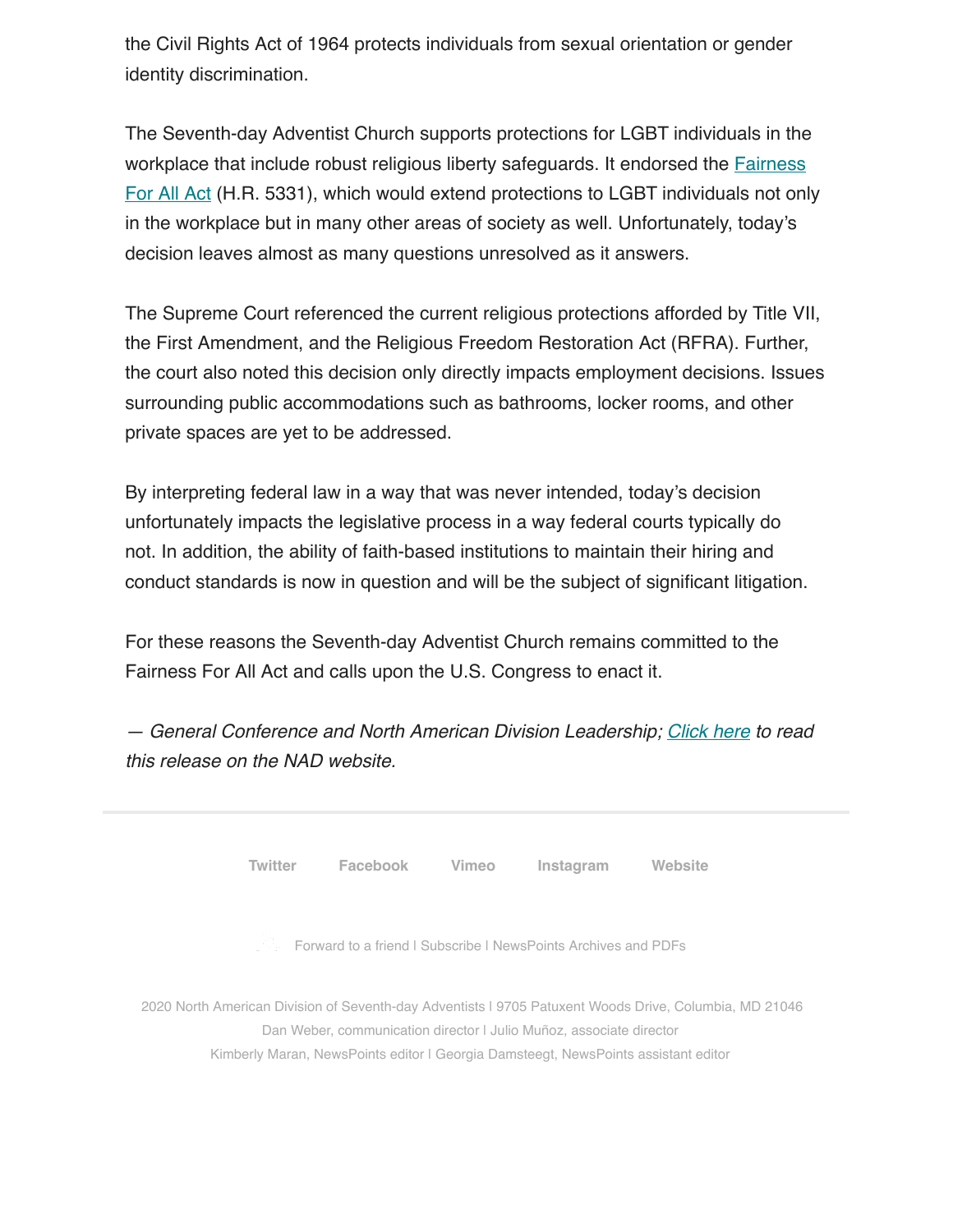the Civil Rights Act of 1964 protects individuals from sexual orientation or gender identity discrimination.

The Seventh-day Adventist Church supports protections for LGBT individuals in the workplace that include robust religious liberty safeguards. It endorsed the Fairness For All Act (H.R. 5331), which would extend protections to LGBT individuals not only in the workplace but in many other areas of society as well. Unfortunately, today's decision leaves almost as many questions unresolved as it answers.

The Supreme Court referenced the current religious protections afforded by Title VII, the First Amendment, and the Religious Freedom Restoration Act (RFRA). Further, the court also noted this decision only directly impacts employment decisions. Issues surrounding public accommodations such as bathrooms, locker rooms, and other private spaces are yet to be addressed.

By interpreting federal law in a way that was never intended, today's decision unfortunately impacts the legislative process in a way federal courts typically do not. In addition, the ability of faith-based institutions to maintain their hiring and conduct standards is now in question and will be the subject of significant litigation.

For these reasons the Seventh-day Adventist Church remains committed to the Fairness For All Act and calls upon the U.S. Congress to enact it.

*— General Conference and North American Division Leadership; Click here to read this release on the NAD website.*

---

Twitter Facebook Vimeo Instagram Website

Forward to a friend | Subscribe | NewsPoints Archives and PDFs

2020 North American Division of Seventh-day Adventists | 9705 Patuxent Woods Drive, Columbia, MD 21046
Dan Weber, communication director | Julio Muñoz, associate director
Kimberly Maran, NewsPoints editor | Georgia Damsteegt, NewsPoints assistant editor